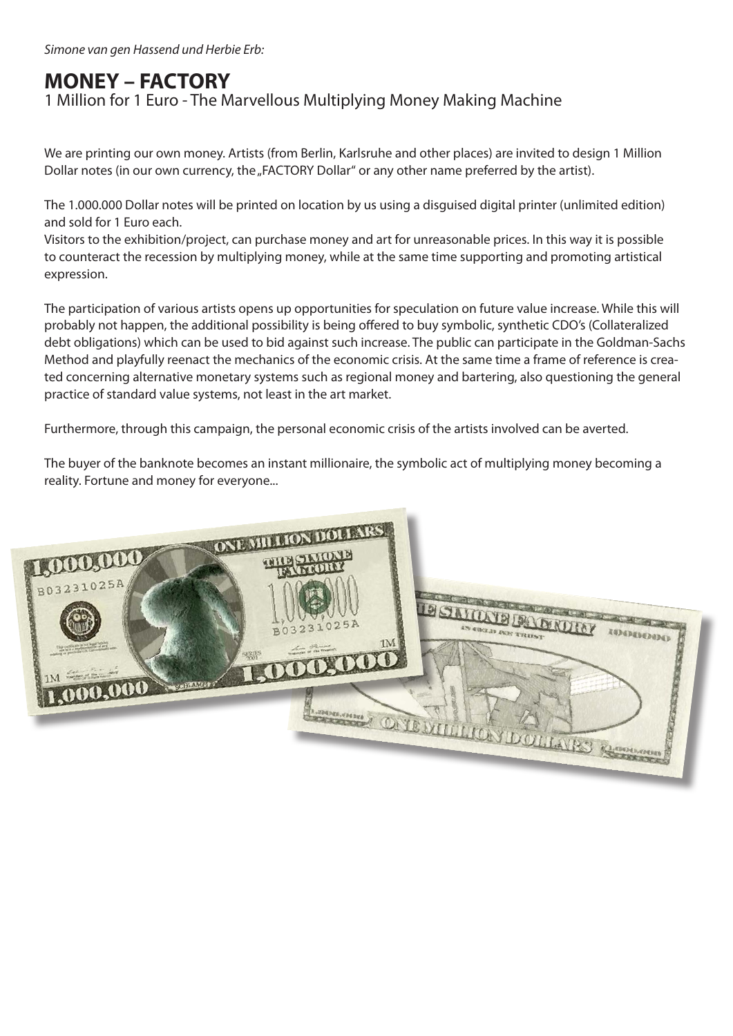*Simone van gen Hassend und Herbie Erb:*

# MONEY – FACTORY

1 Million for 1 Euro - The Marvellous Multiplying Money Making Machine

We are printing our own money. Artists (from Berlin, Karlsruhe and other places) are invited to design 1 Million Dollar notes (in our own currency, the „FACTORY Dollar" or any other name preferred by the artist).

The 1.000.000 Dollar notes will be printed on location by us using a disguised digital printer (unlimited edition) and sold for 1 Euro each.
Visitors to the exhibition/project, can purchase money and art for unreasonable prices. In this way it is possible to counteract the recession by multiplying money, while at the same time supporting and promoting artistical expression.

The participation of various artists opens up opportunities for speculation on future value increase. While this will probably not happen, the additional possibility is being offered to buy symbolic, synthetic CDO's (Collateralized debt obligations) which can be used to bid against such increase. The public can participate in the Goldman-Sachs Method and playfully reenact the mechanics of the economic crisis. At the same time a frame of reference is created concerning alternative monetary systems such as regional money and bartering, also questioning the general practice of standard value systems, not least in the art market.

Furthermore, through this campaign, the personal economic crisis of the artists involved can be averted.

The buyer of the banknote becomes an instant millionaire, the symbolic act of multiplying money becoming a reality. Fortune and money for everyone...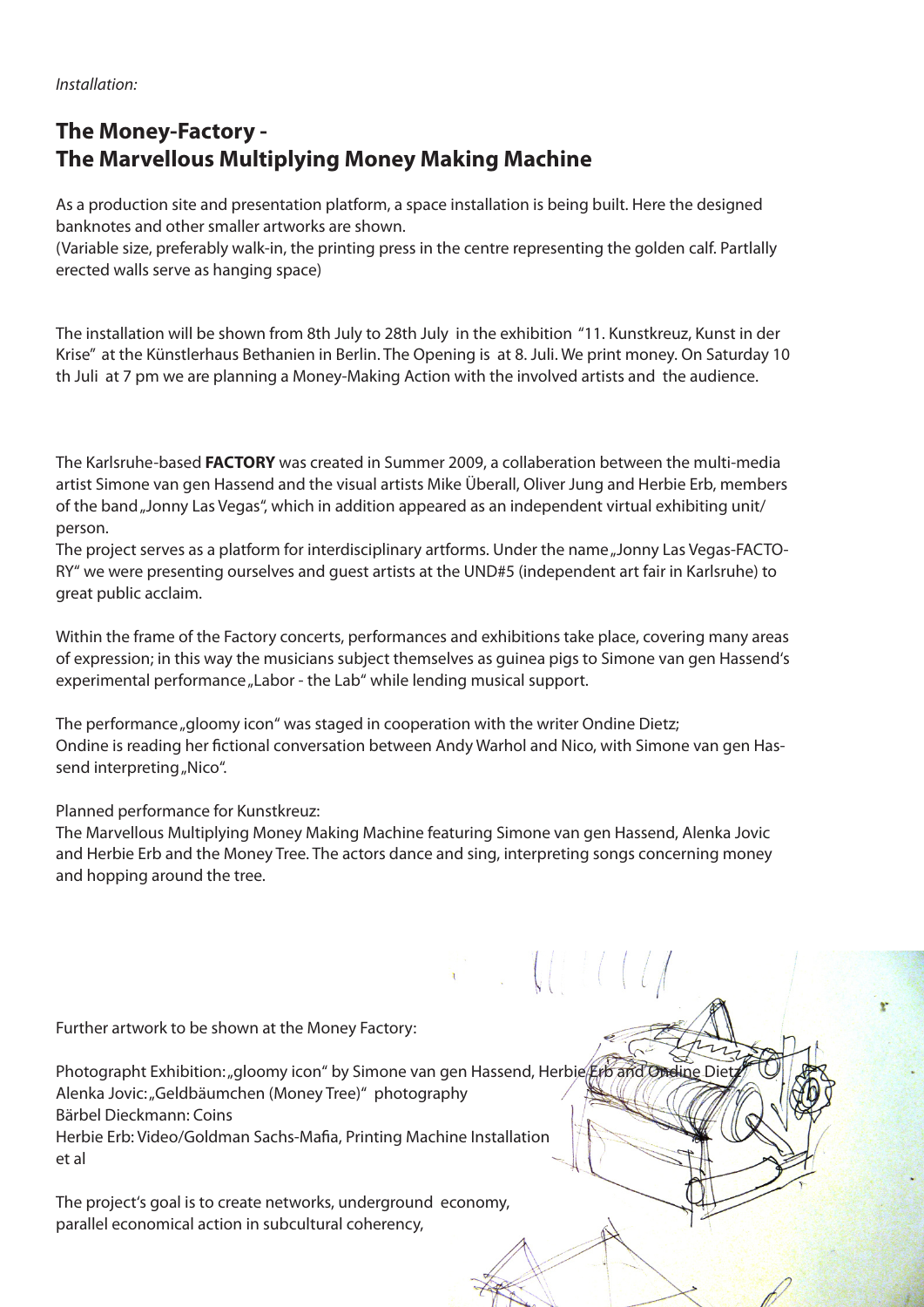*Installation:*

## The Money-Factory - The Marvellous Multiplying Money Making Machine

As a production site and presentation platform, a space installation is being built. Here the designed banknotes and other smaller artworks are shown.
(Variable size, preferably walk-in, the printing press in the centre representing the golden calf. Partlally erected walls serve as hanging space)

The installation will be shown from 8th July to 28th July in the exhibition "11. Kunstkreuz, Kunst in der Krise" at the Künstlerhaus Bethanien in Berlin. The Opening is at 8. Juli. We print money. On Saturday 10 th Juli at 7 pm we are planning a Money-Making Action with the involved artists and the audience.

The Karlsruhe-based **FACTORY** was created in Summer 2009, a collaberation between the multi-media artist Simone van gen Hassend and the visual artists Mike Überall, Oliver Jung and Herbie Erb, members of the band „Jonny Las Vegas", which in addition appeared as an independent virtual exhibiting unit/ person.
The project serves as a platform for interdisciplinary artforms. Under the name „Jonny Las Vegas-FACTORY" we were presenting ourselves and guest artists at the UND#5 (independent art fair in Karlsruhe) to great public acclaim.

Within the frame of the Factory concerts, performances and exhibitions take place, covering many areas of expression; in this way the musicians subject themselves as guinea pigs to Simone van gen Hassend's experimental performance „Labor - the Lab" while lending musical support.

The performance „gloomy icon" was staged in cooperation with the writer Ondine Dietz; Ondine is reading her fictional conversation between Andy Warhol and Nico, with Simone van gen Hassend interpreting „Nico".

Planned performance for Kunstkreuz:
The Marvellous Multiplying Money Making Machine featuring Simone van gen Hassend, Alenka Jovic and Herbie Erb and the Money Tree. The actors dance and sing, interpreting songs concerning money and hopping around the tree.

Further artwork to be shown at the Money Factory:

Photographt Exhibition: „gloomy icon" by Simone van gen Hassend, Herbie Erb and Ondine Dietz
Alenka Jovic: „Geldbäumchen (Money Tree)" photography
Bärbel Dieckmann: Coins
Herbie Erb: Video/Goldman Sachs-Mafia, Printing Machine Installation
et al

The project's goal is to create networks, underground economy, parallel economical action in subcultural coherency,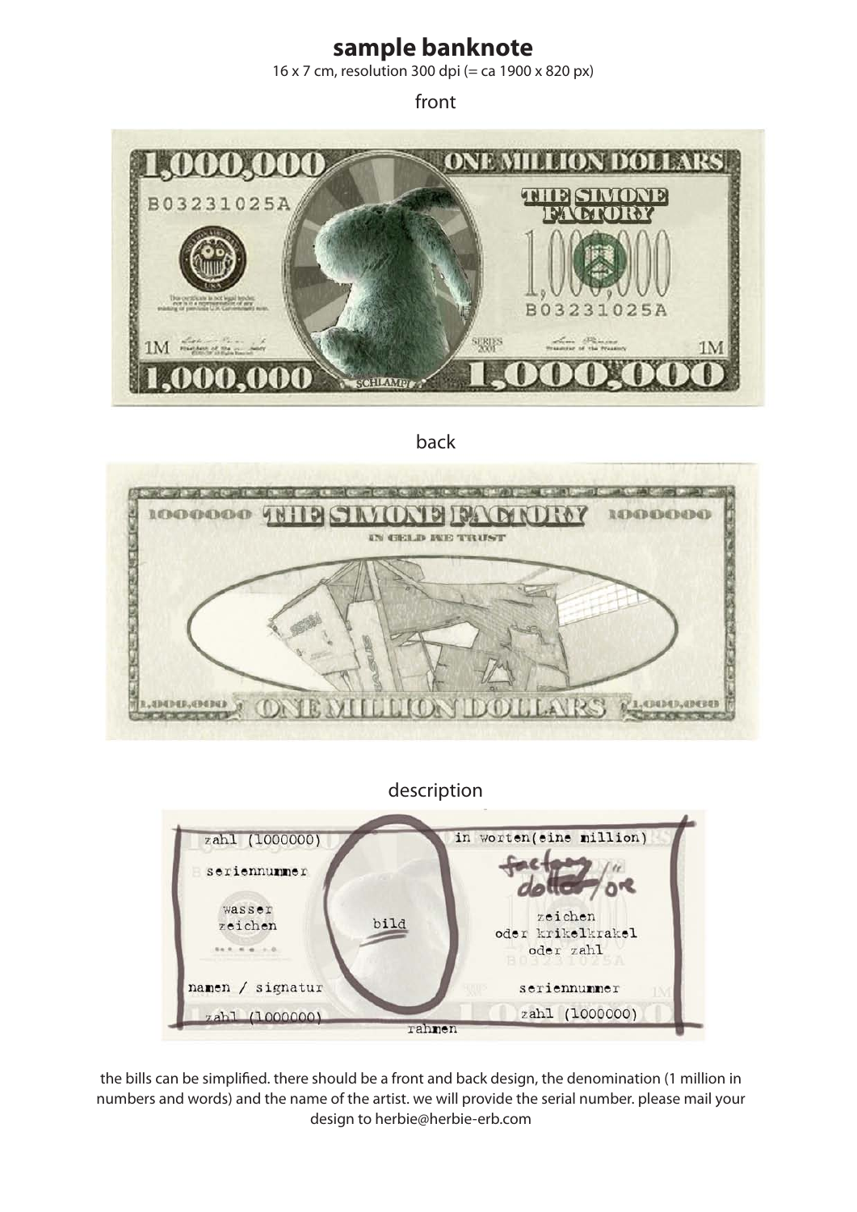# sample banknote

16 x 7 cm, resolution 300 dpi (= ca 1900 x 820 px)

front

back

description

the bills can be simplified. there should be a front and back design, the denomination (1 million in numbers and words) and the name of the artist. we will provide the serial number. please mail your design to herbie@herbie-erb.com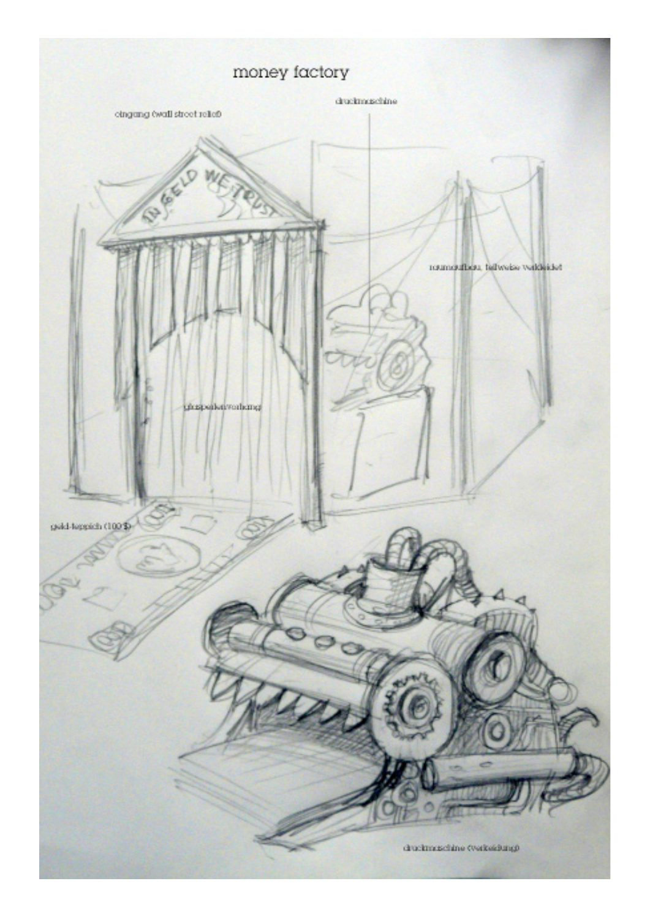# money factory

eingang (wall street relief)

druckmaschine

raumaufbau, teilweise verkleidet

glasperlen-vorhang

geld-teppich (100 $)

druckmaschine (verkleidung)